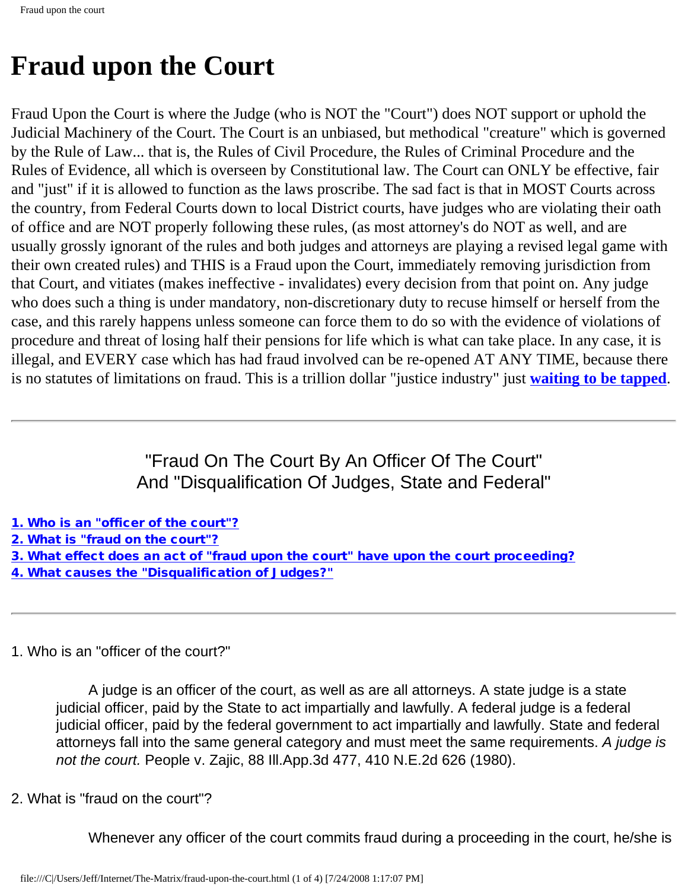# Fraud upon the Court

Fraud Upon the Court is where the Judge (who is NOT the "Court") does NOT support or uphold the Judicial Machinery of the Court. The Court is an unbiased, but methodical "creature" which is governed by the Rule of Law... that is, the Rules of Civil Procedure, the Rules of Criminal Procedure and the Rules of Evidence, all which is overseen by Constitutional law. The Court can ONLY be effective, fair and "just" if it is allowed to function as the laws proscribe. The sad fact is that in MOST Courts across the country, from Federal Courts down to local District courts, have judges who are violating their oath of office and are NOT properly following these rules, (as most attorney's do NOT as well, and are usually grossly ignorant of the rules and both judges and attorneys are playing a revised legal game with their own created rules) and THIS is a Fraud upon the Court, immediately removing jurisdiction from that Court, and vitiates (makes ineffective - invalidates) every decision from that point on. Any judge who does such a thing is under mandatory, non-discretionary duty to recuse himself or herself from the case, and this rarely happens unless someone can force them to do so with the evidence of violations of procedure and threat of losing half their pensions for life which is what can take place. In any case, it is illegal, and EVERY case which has had fraud involved can be re-opened AT ANY TIME, because there is no statutes of limitations on fraud. This is a trillion dollar "justice industry" just **waiting to be tapped**.

---

## "Fraud On The Court By An Officer Of The Court" And "Disqualification Of Judges, State and Federal"

**1. Who is an "officer of the court"?**
**2. What is "fraud on the court"?**
**3. What effect does an act of "fraud upon the court" have upon the court proceeding?**
**4. What causes the "Disqualification of Judges?"**

---

1. Who is an "officer of the court?"

> A judge is an officer of the court, as well as are all attorneys. A state judge is a state judicial officer, paid by the State to act impartially and lawfully. A federal judge is a federal judicial officer, paid by the federal government to act impartially and lawfully. State and federal attorneys fall into the same general category and must meet the same requirements. *A judge is not the court.* People v. Zajic, 88 Ill.App.3d 477, 410 N.E.2d 626 (1980).

2. What is "fraud on the court"?

> Whenever any officer of the court commits fraud during a proceeding in the court, he/she is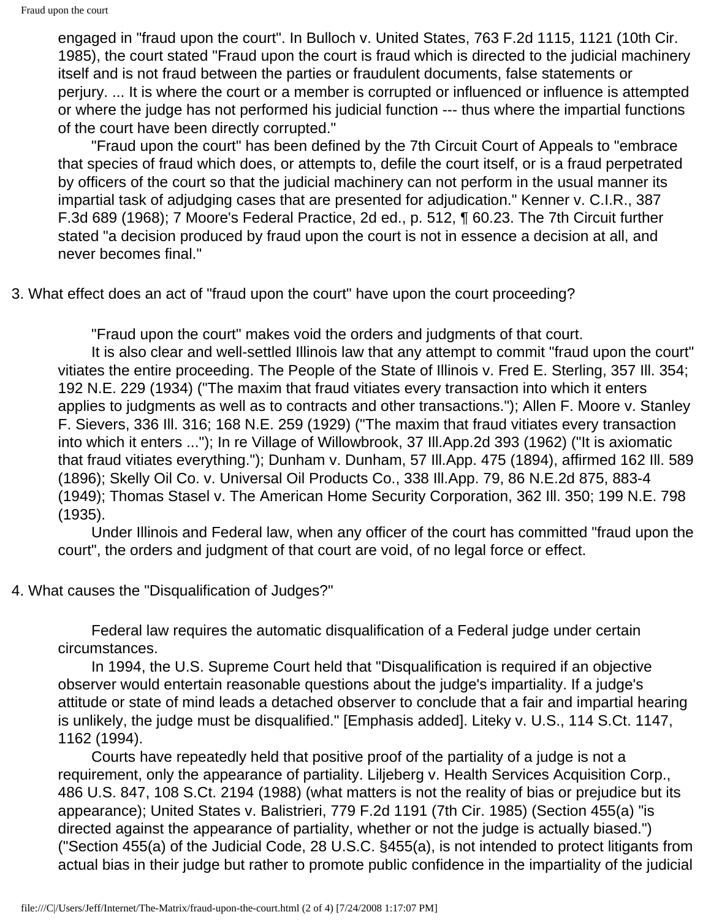engaged in "fraud upon the court". In Bulloch v. United States, 763 F.2d 1115, 1121 (10th Cir. 1985), the court stated "Fraud upon the court is fraud which is directed to the judicial machinery itself and is not fraud between the parties or fraudulent documents, false statements or perjury. ... It is where the court or a member is corrupted or influenced or influence is attempted or where the judge has not performed his judicial function --- thus where the impartial functions of the court have been directly corrupted."

"Fraud upon the court" has been defined by the 7th Circuit Court of Appeals to "embrace that species of fraud which does, or attempts to, defile the court itself, or is a fraud perpetrated by officers of the court so that the judicial machinery can not perform in the usual manner its impartial task of adjudging cases that are presented for adjudication." Kenner v. C.I.R., 387 F.3d 689 (1968); 7 Moore's Federal Practice, 2d ed., p. 512, ¶ 60.23. The 7th Circuit further stated "a decision produced by fraud upon the court is not in essence a decision at all, and never becomes final."

3. What effect does an act of "fraud upon the court" have upon the court proceeding?

"Fraud upon the court" makes void the orders and judgments of that court.

It is also clear and well-settled Illinois law that any attempt to commit "fraud upon the court" vitiates the entire proceeding. The People of the State of Illinois v. Fred E. Sterling, 357 Ill. 354; 192 N.E. 229 (1934) ("The maxim that fraud vitiates every transaction into which it enters applies to judgments as well as to contracts and other transactions."); Allen F. Moore v. Stanley F. Sievers, 336 Ill. 316; 168 N.E. 259 (1929) ("The maxim that fraud vitiates every transaction into which it enters ..."); In re Village of Willowbrook, 37 Ill.App.2d 393 (1962) ("It is axiomatic that fraud vitiates everything."); Dunham v. Dunham, 57 Ill.App. 475 (1894), affirmed 162 Ill. 589 (1896); Skelly Oil Co. v. Universal Oil Products Co., 338 Ill.App. 79, 86 N.E.2d 875, 883-4 (1949); Thomas Stasel v. The American Home Security Corporation, 362 Ill. 350; 199 N.E. 798 (1935).

Under Illinois and Federal law, when any officer of the court has committed "fraud upon the court", the orders and judgment of that court are void, of no legal force or effect.

4. What causes the "Disqualification of Judges?"

Federal law requires the automatic disqualification of a Federal judge under certain circumstances.

In 1994, the U.S. Supreme Court held that "Disqualification is required if an objective observer would entertain reasonable questions about the judge's impartiality. If a judge's attitude or state of mind leads a detached observer to conclude that a fair and impartial hearing is unlikely, the judge must be disqualified." [Emphasis added]. Liteky v. U.S., 114 S.Ct. 1147, 1162 (1994).

Courts have repeatedly held that positive proof of the partiality of a judge is not a requirement, only the appearance of partiality. Liljeberg v. Health Services Acquisition Corp., 486 U.S. 847, 108 S.Ct. 2194 (1988) (what matters is not the reality of bias or prejudice but its appearance); United States v. Balistrieri, 779 F.2d 1191 (7th Cir. 1985) (Section 455(a) "is directed against the appearance of partiality, whether or not the judge is actually biased.") ("Section 455(a) of the Judicial Code, 28 U.S.C. §455(a), is not intended to protect litigants from actual bias in their judge but rather to promote public confidence in the impartiality of the judicial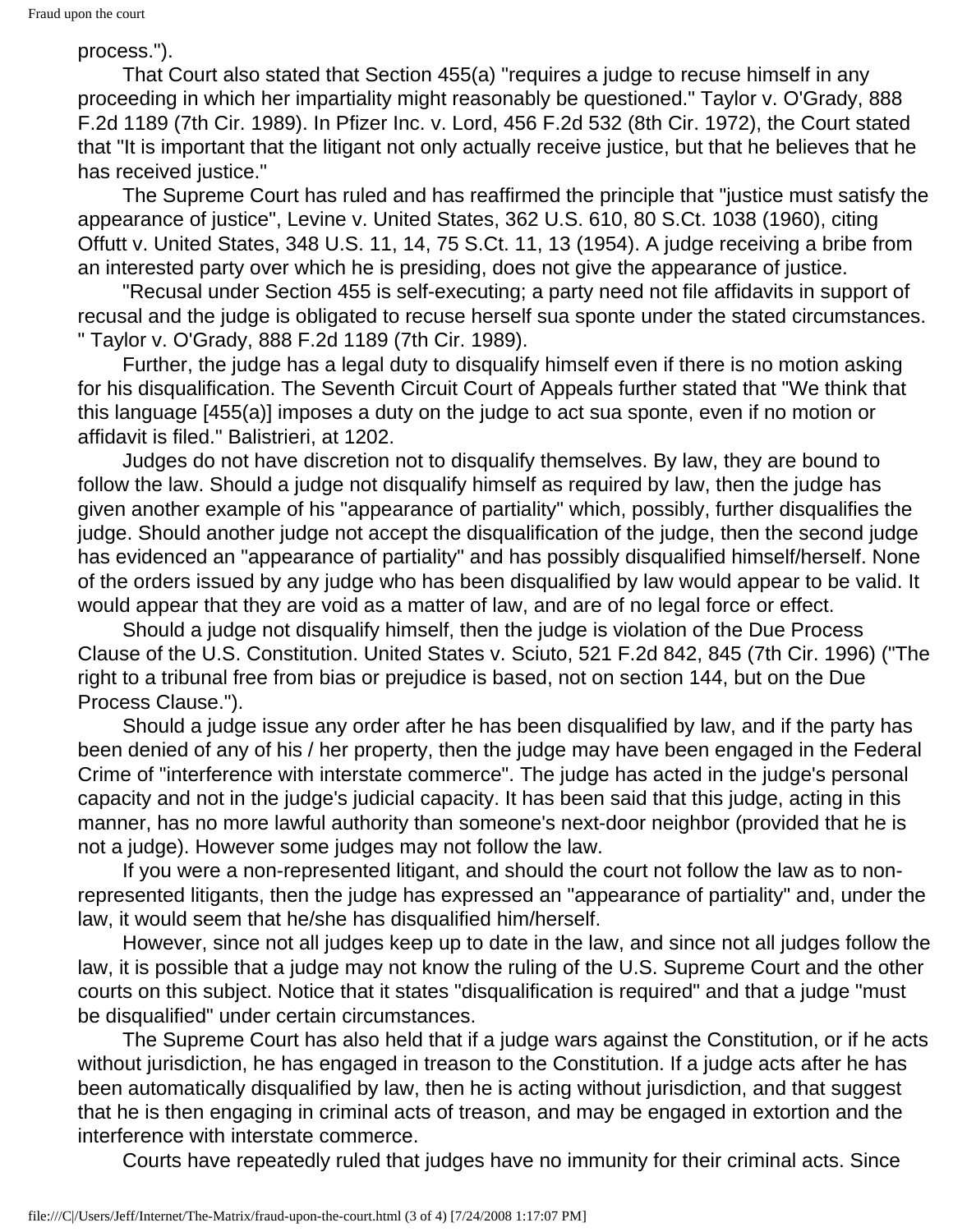process.").

That Court also stated that Section 455(a) "requires a judge to recuse himself in any proceeding in which her impartiality might reasonably be questioned." Taylor v. O'Grady, 888 F.2d 1189 (7th Cir. 1989). In Pfizer Inc. v. Lord, 456 F.2d 532 (8th Cir. 1972), the Court stated that "It is important that the litigant not only actually receive justice, but that he believes that he has received justice."

The Supreme Court has ruled and has reaffirmed the principle that "justice must satisfy the appearance of justice", Levine v. United States, 362 U.S. 610, 80 S.Ct. 1038 (1960), citing Offutt v. United States, 348 U.S. 11, 14, 75 S.Ct. 11, 13 (1954). A judge receiving a bribe from an interested party over which he is presiding, does not give the appearance of justice.

"Recusal under Section 455 is self-executing; a party need not file affidavits in support of recusal and the judge is obligated to recuse herself sua sponte under the stated circumstances. " Taylor v. O'Grady, 888 F.2d 1189 (7th Cir. 1989).

Further, the judge has a legal duty to disqualify himself even if there is no motion asking for his disqualification. The Seventh Circuit Court of Appeals further stated that "We think that this language [455(a)] imposes a duty on the judge to act sua sponte, even if no motion or affidavit is filed." Balistrieri, at 1202.

Judges do not have discretion not to disqualify themselves. By law, they are bound to follow the law. Should a judge not disqualify himself as required by law, then the judge has given another example of his "appearance of partiality" which, possibly, further disqualifies the judge. Should another judge not accept the disqualification of the judge, then the second judge has evidenced an "appearance of partiality" and has possibly disqualified himself/herself. None of the orders issued by any judge who has been disqualified by law would appear to be valid. It would appear that they are void as a matter of law, and are of no legal force or effect.

Should a judge not disqualify himself, then the judge is violation of the Due Process Clause of the U.S. Constitution. United States v. Sciuto, 521 F.2d 842, 845 (7th Cir. 1996) ("The right to a tribunal free from bias or prejudice is based, not on section 144, but on the Due Process Clause.").

Should a judge issue any order after he has been disqualified by law, and if the party has been denied of any of his / her property, then the judge may have been engaged in the Federal Crime of "interference with interstate commerce". The judge has acted in the judge's personal capacity and not in the judge's judicial capacity. It has been said that this judge, acting in this manner, has no more lawful authority than someone's next-door neighbor (provided that he is not a judge). However some judges may not follow the law.

If you were a non-represented litigant, and should the court not follow the law as to non-represented litigants, then the judge has expressed an "appearance of partiality" and, under the law, it would seem that he/she has disqualified him/herself.

However, since not all judges keep up to date in the law, and since not all judges follow the law, it is possible that a judge may not know the ruling of the U.S. Supreme Court and the other courts on this subject. Notice that it states "disqualification is required" and that a judge "must be disqualified" under certain circumstances.

The Supreme Court has also held that if a judge wars against the Constitution, or if he acts without jurisdiction, he has engaged in treason to the Constitution. If a judge acts after he has been automatically disqualified by law, then he is acting without jurisdiction, and that suggest that he is then engaging in criminal acts of treason, and may be engaged in extortion and the interference with interstate commerce.

Courts have repeatedly ruled that judges have no immunity for their criminal acts. Since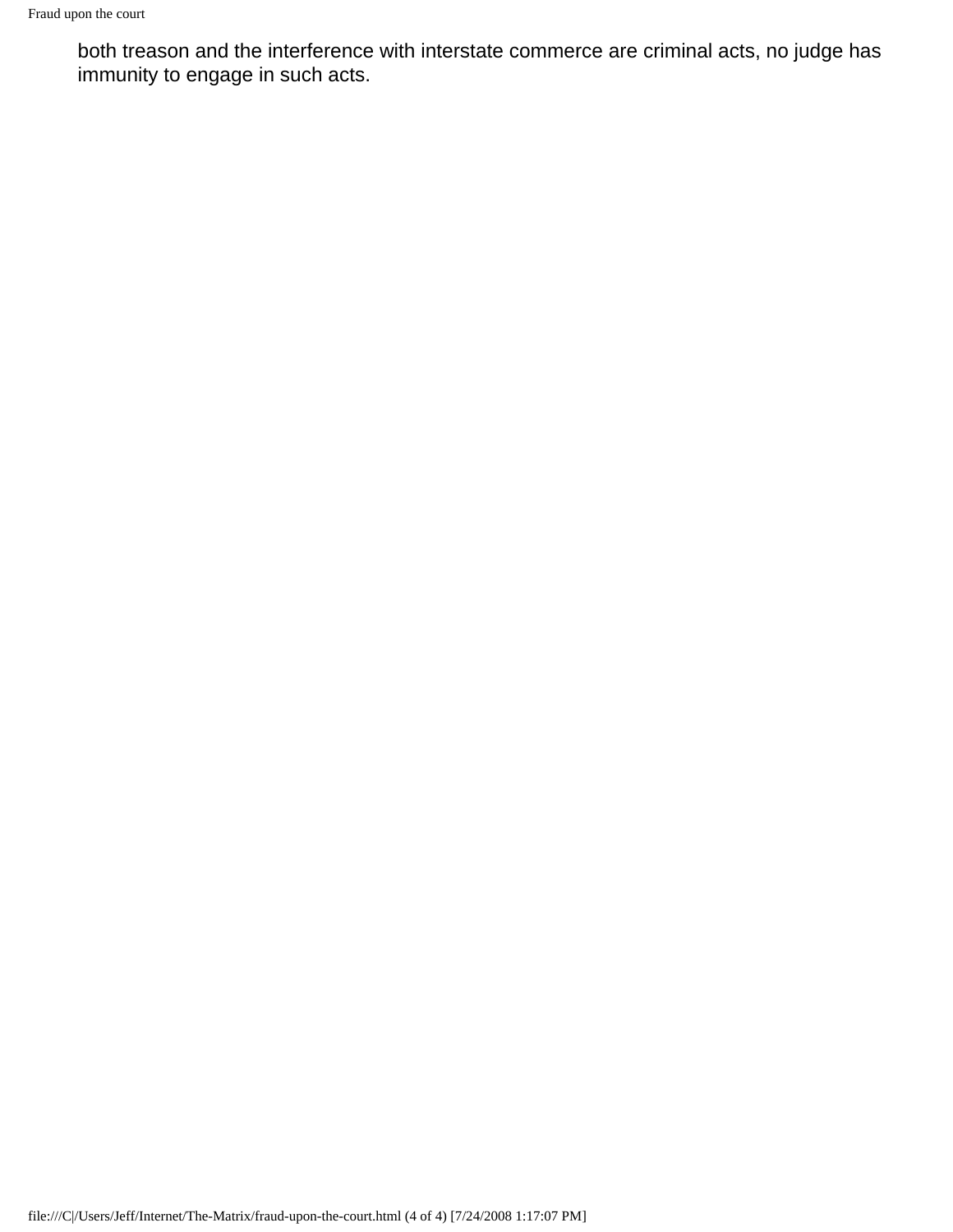both treason and the interference with interstate commerce are criminal acts, no judge has immunity to engage in such acts.